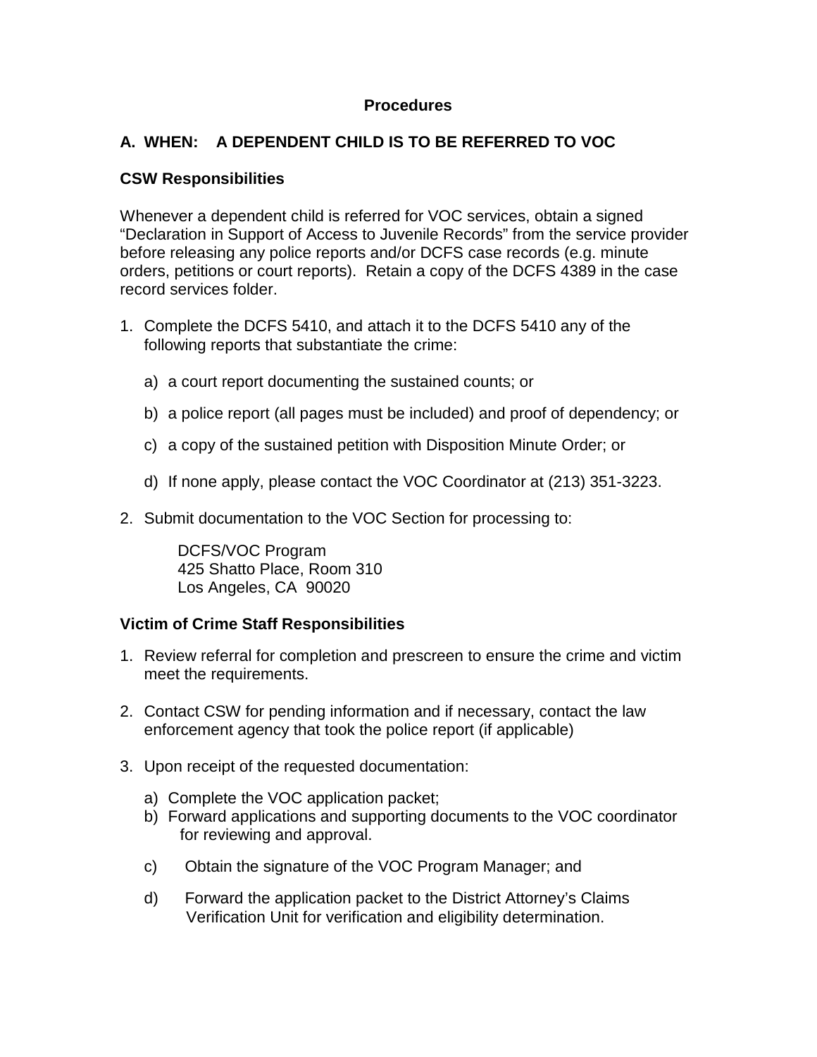# Procedures

## A. WHEN: A DEPENDENT CHILD IS TO BE REFERRED TO VOC

### CSW Responsibilities

Whenever a dependent child is referred for VOC services, obtain a signed "Declaration in Support of Access to Juvenile Records" from the service provider before releasing any police reports and/or DCFS case records (e.g. minute orders, petitions or court reports). Retain a copy of the DCFS 4389 in the case record services folder.

1. Complete the DCFS 5410, and attach it to the DCFS 5410 any of the following reports that substantiate the crime:

   a) a court report documenting the sustained counts; or

   b) a police report (all pages must be included) and proof of dependency; or

   c) a copy of the sustained petition with Disposition Minute Order; or

   d) If none apply, please contact the VOC Coordinator at (213) 351-3223.

2. Submit documentation to the VOC Section for processing to:

   DCFS/VOC Program
   425 Shatto Place, Room 310
   Los Angeles, CA 90020

### Victim of Crime Staff Responsibilities

1. Review referral for completion and prescreen to ensure the crime and victim meet the requirements.

2. Contact CSW for pending information and if necessary, contact the law enforcement agency that took the police report (if applicable)

3. Upon receipt of the requested documentation:

   a) Complete the VOC application packet;
   b) Forward applications and supporting documents to the VOC coordinator for reviewing and approval.

   c) Obtain the signature of the VOC Program Manager; and

   d) Forward the application packet to the District Attorney's Claims Verification Unit for verification and eligibility determination.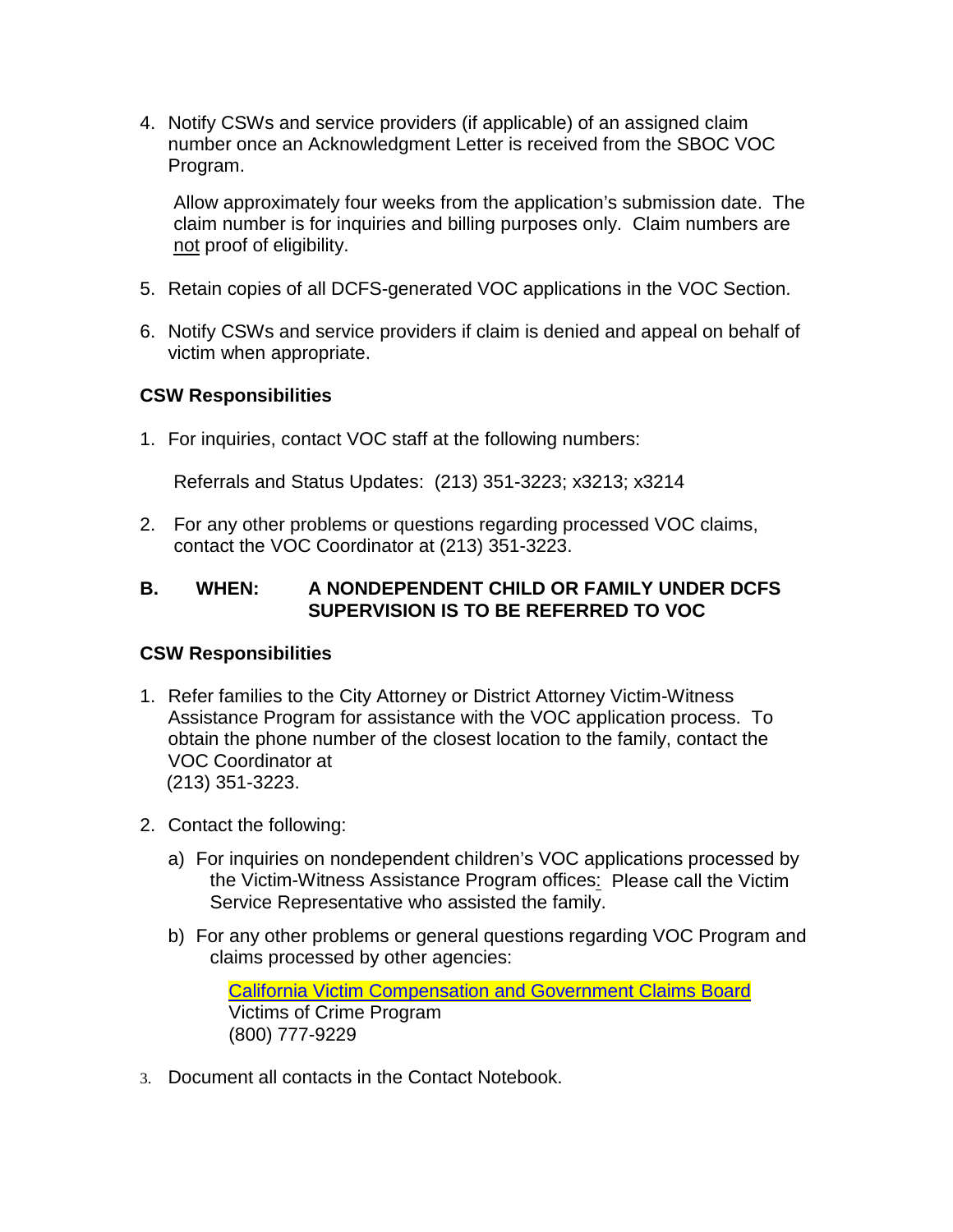4. Notify CSWs and service providers (if applicable) of an assigned claim number once an Acknowledgment Letter is received from the SBOC VOC Program.

   Allow approximately four weeks from the application's submission date. The claim number is for inquiries and billing purposes only. Claim numbers are not proof of eligibility.

5. Retain copies of all DCFS-generated VOC applications in the VOC Section.

6. Notify CSWs and service providers if claim is denied and appeal on behalf of victim when appropriate.

**CSW Responsibilities**

1. For inquiries, contact VOC staff at the following numbers:

   Referrals and Status Updates: (213) 351-3223; x3213; x3214

2. For any other problems or questions regarding processed VOC claims, contact the VOC Coordinator at (213) 351-3223.

### B. WHEN: A NONDEPENDENT CHILD OR FAMILY UNDER DCFS SUPERVISION IS TO BE REFERRED TO VOC

**CSW Responsibilities**

1. Refer families to the City Attorney or District Attorney Victim-Witness Assistance Program for assistance with the VOC application process. To obtain the phone number of the closest location to the family, contact the VOC Coordinator at (213) 351-3223.

2. Contact the following:

   a) For inquiries on nondependent children's VOC applications processed by the Victim-Witness Assistance Program offices: Please call the Victim Service Representative who assisted the family.

   b) For any other problems or general questions regarding VOC Program and claims processed by other agencies:

      California Victim Compensation and Government Claims Board
      Victims of Crime Program
      (800) 777-9229

3. Document all contacts in the Contact Notebook.